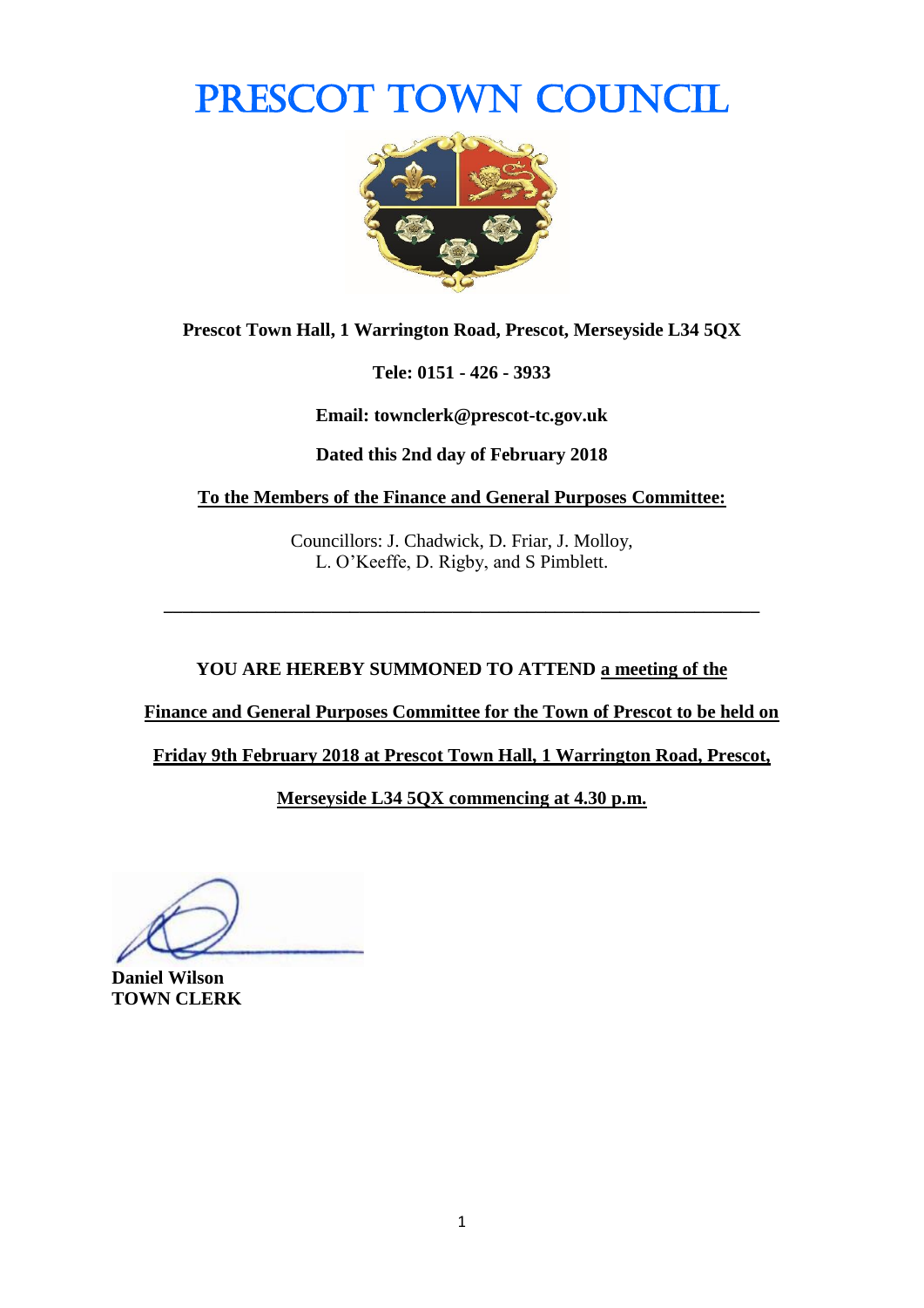# PRESCOT TOWN COUNCIL

**Prescot Town Hall, 1 Warrington Road, Prescot, Merseyside L34 5QX**

**Tele: 0151 - 426 - 3933**

**Email: townclerk@prescot-tc.gov.uk**

**Dated this 2nd day of February 2018**

**To the Members of the Finance and General Purposes Committee:**

Councillors: J. Chadwick, D. Friar, J. Molloy,
L. O'Keeffe, D. Rigby, and S Pimblett.

---

**YOU ARE HEREBY SUMMONED TO ATTEND a meeting of the Finance and General Purposes Committee for the Town of Prescot to be held on Friday 9th February 2018 at Prescot Town Hall, 1 Warrington Road, Prescot, Merseyside L34 5QX commencing at 4.30 p.m.**

**Daniel Wilson**
**TOWN CLERK**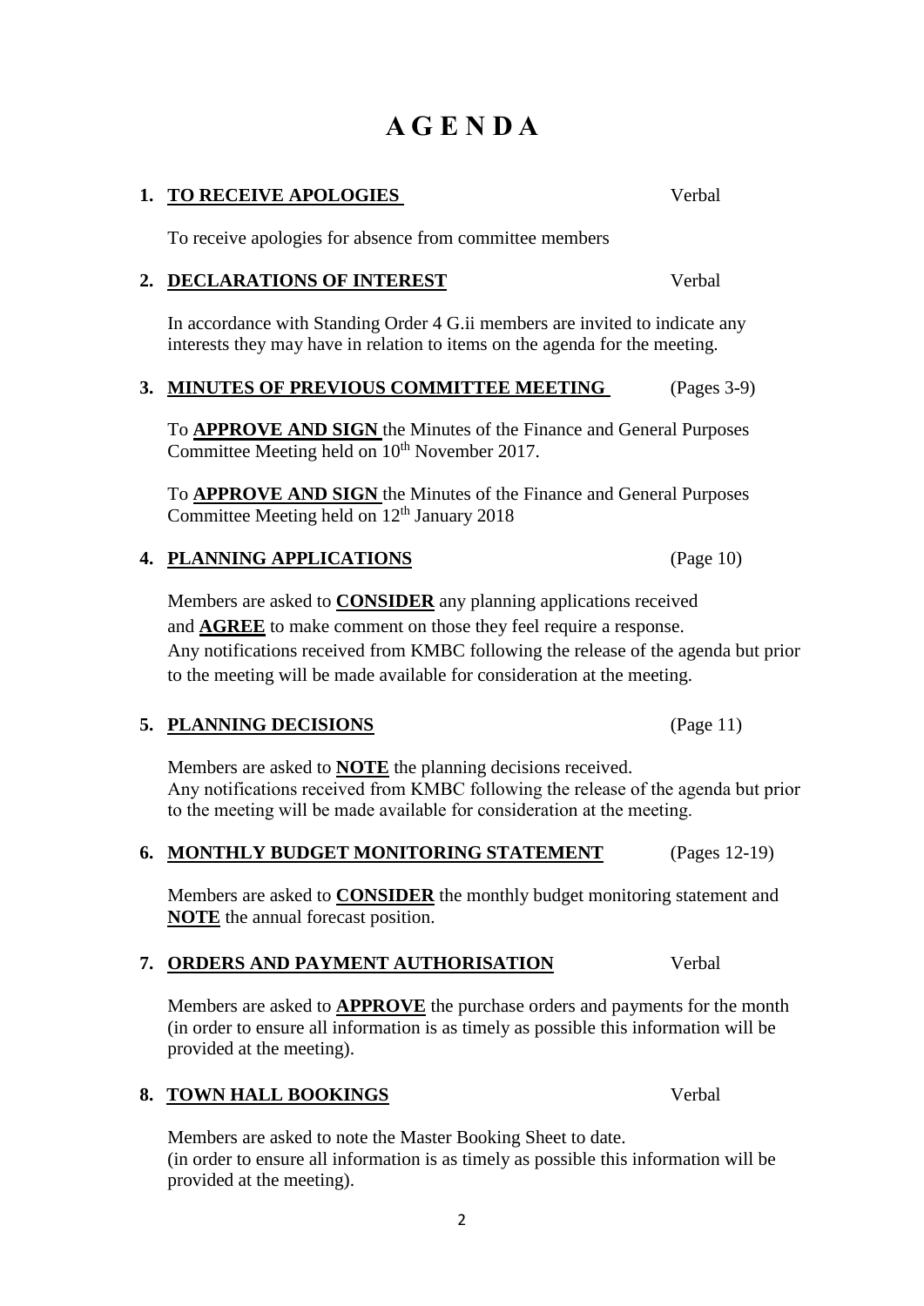# A G E N D A

**1. <u>TO RECEIVE APOLOGIES</u>** Verbal

To receive apologies for absence from committee members

**2. <u>DECLARATIONS OF INTEREST</u>** Verbal

In accordance with Standing Order 4 G.ii members are invited to indicate any interests they may have in relation to items on the agenda for the meeting.

**3. <u>MINUTES OF PREVIOUS COMMITTEE MEETING</u>** (Pages 3-9)

To **<u>APPROVE AND SIGN</u>** the Minutes of the Finance and General Purposes Committee Meeting held on 10th November 2017.

To **<u>APPROVE AND SIGN</u>** the Minutes of the Finance and General Purposes Committee Meeting held on 12th January 2018

**4. <u>PLANNING APPLICATIONS</u>** (Page 10)

Members are asked to **<u>CONSIDER</u>** any planning applications received and **<u>AGREE</u>** to make comment on those they feel require a response.
Any notifications received from KMBC following the release of the agenda but prior to the meeting will be made available for consideration at the meeting.

**5. <u>PLANNING DECISIONS</u>** (Page 11)

Members are asked to **<u>NOTE</u>** the planning decisions received.
Any notifications received from KMBC following the release of the agenda but prior to the meeting will be made available for consideration at the meeting.

**6. <u>MONTHLY BUDGET MONITORING STATEMENT</u>** (Pages 12-19)

Members are asked to **<u>CONSIDER</u>** the monthly budget monitoring statement and **<u>NOTE</u>** the annual forecast position.

**7. <u>ORDERS AND PAYMENT AUTHORISATION</u>** Verbal

Members are asked to **<u>APPROVE</u>** the purchase orders and payments for the month (in order to ensure all information is as timely as possible this information will be provided at the meeting).

**8. <u>TOWN HALL BOOKINGS</u>** Verbal

Members are asked to note the Master Booking Sheet to date.
(in order to ensure all information is as timely as possible this information will be provided at the meeting).